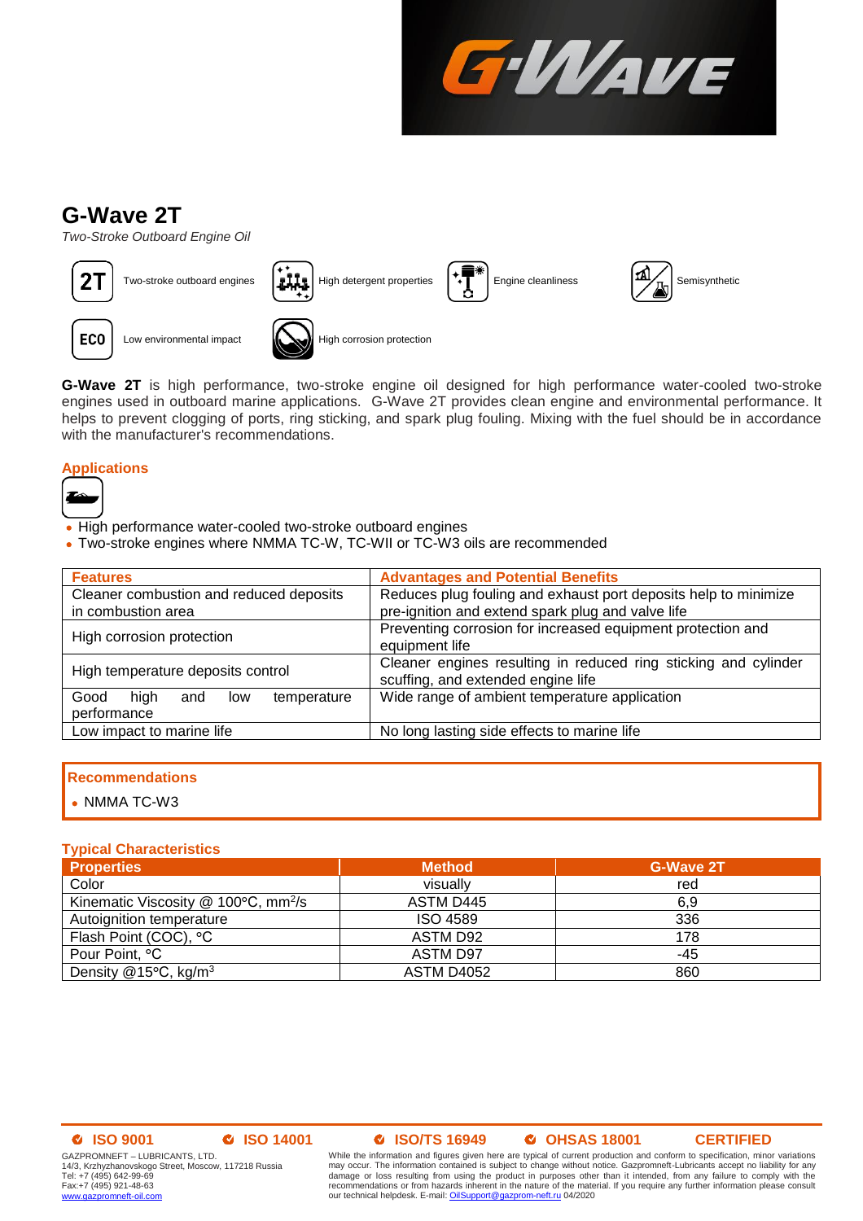# G-Wave 2T

*Two-Stroke Outboard Engine Oil*

2T Two-stroke outboard engines | High detergent properties | Engine cleanliness | Semisynthetic

ECO Low environmental impact | High corrosion protection

**G-Wave 2T** is high performance, two-stroke engine oil designed for high performance water-cooled two-stroke engines used in outboard marine applications. G-Wave 2T provides clean engine and environmental performance. It helps to prevent clogging of ports, ring sticking, and spark plug fouling. Mixing with the fuel should be in accordance with the manufacturer's recommendations.

## Applications

- High performance water-cooled two-stroke outboard engines
- Two-stroke engines where NMMA TC-W, TC-WII or TC-W3 oils are recommended

| Features | Advantages and Potential Benefits |
|---|---|
| Cleaner combustion and reduced deposits in combustion area | Reduces plug fouling and exhaust port deposits help to minimize pre-ignition and extend spark plug and valve life |
| High corrosion protection | Preventing corrosion for increased equipment protection and equipment life |
| High temperature deposits control | Cleaner engines resulting in reduced ring sticking and cylinder scuffing, and extended engine life |
| Good high and low temperature performance | Wide range of ambient temperature application |
| Low impact to marine life | No long lasting side effects to marine life |

## Recommendations

- NMMA TC-W3

## Typical Characteristics

| Properties | Method | G-Wave 2T |
|---|---|---|
| Color | visually | red |
| Kinematic Viscosity @ 100°C, $mm^2/s$ | ASTM D445 | 6,9 |
| Autoignition temperature | ISO 4589 | 336 |
| Flash Point (COC), °C | ASTM D92 | 178 |
| Pour Point, °C | ASTM D97 | -45 |
| Density @15°C, $kg/m^3$ | ASTM D4052 | 860 |

ISO 9001 ISO 14001 ISO/TS 16949 OHSAS 18001 CERTIFIED

GAZPROMNEFT – LUBRICANTS, LTD.
14/3, Krzhyzhanovskogo Street, Moscow, 117218 Russia
Tel: +7 (495) 642-99-69
Fax:+7 (495) 921-48-63
www.gazpromneft-oil.com

While the information and figures given here are typical of current production and conform to specification, minor variations may occur. The information contained is subject to change without notice. Gazpromneft-Lubricants accept no liability for any damage or loss resulting from using the product in purposes other than it intended, from any failure to comply with the recommendations or from hazards inherent in the nature of the material. If you require any further information please consult our technical helpdesk. E-mail: OilSupport@gazprom-neft.ru 04/2020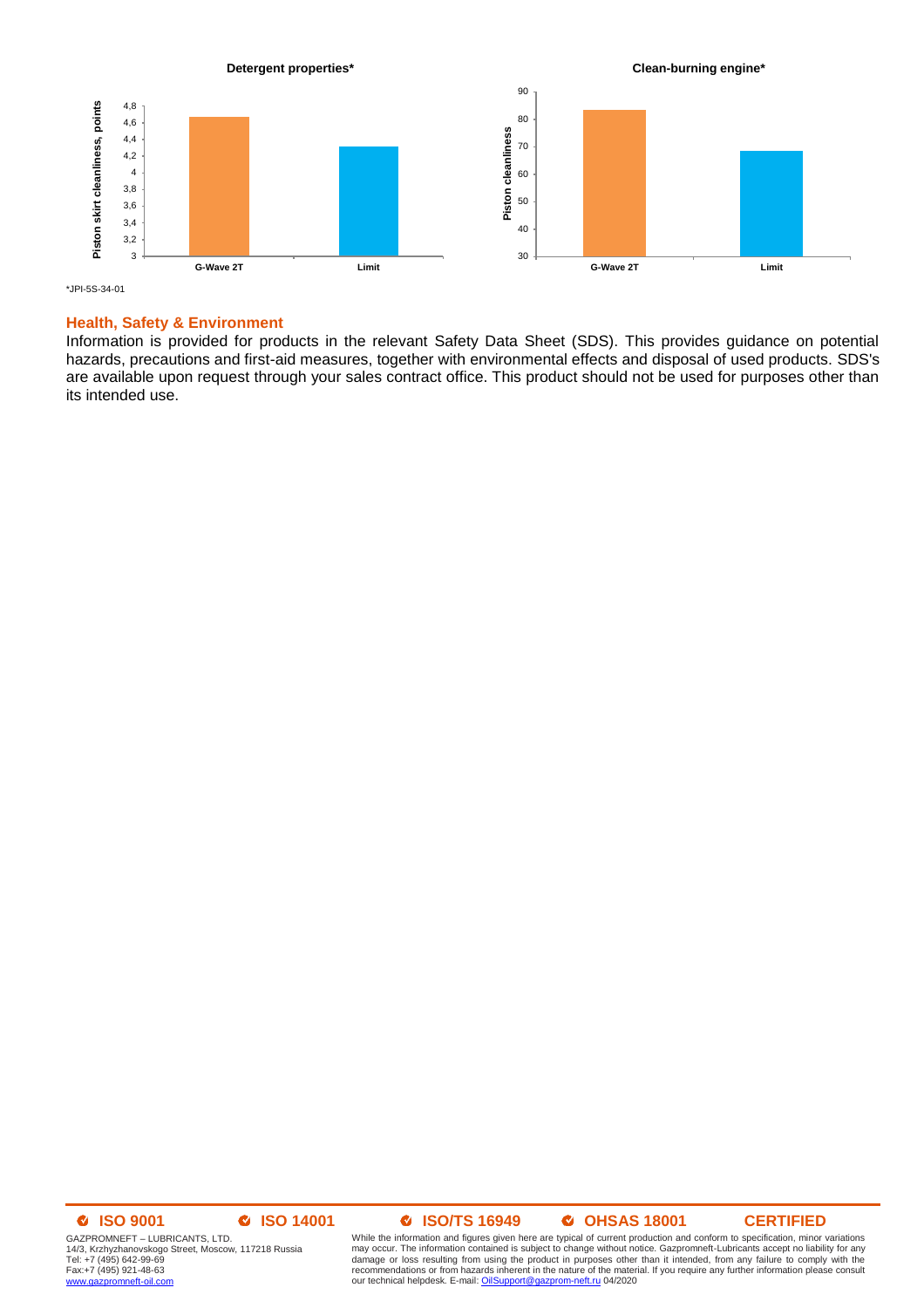**Detergent properties***

Piston skirt cleanliness, points

4,8
4,6
4,4
4,2
4
3,8
3,6
3,4
3,2
3

G-Wave 2T
Limit

**Clean-burning engine***

Piston cleanliness

90
80
70
60
50
40
30

G-Wave 2T
Limit

*JPI-5S-34-01

## Health, Safety & Environment

Information is provided for products in the relevant Safety Data Sheet (SDS). This provides guidance on potential hazards, precautions and first-aid measures, together with environmental effects and disposal of used products. SDS's are available upon request through your sales contract office. This product should not be used for purposes other than its intended use.

**ISO 9001** **ISO 14001** **ISO/TS 16949** **OHSAS 18001** **CERTIFIED**

GAZPROMNEFT – LUBRICANTS, LTD.
14/3, Krzhyzhanovskogo Street, Moscow, 117218 Russia
Tel: +7 (495) 642-99-69
Fax:+7 (495) 921-48-63
www.gazpromneft-oil.com

While the information and figures given here are typical of current production and conform to specification, minor variations may occur. The information contained is subject to change without notice. Gazpromneft-Lubricants accept no liability for any damage or loss resulting from using the product in purposes other than it intended, from any failure to comply with the recommendations or from hazards inherent in the nature of the material. If you require any further information please consult our technical helpdesk. E-mail: OilSupport@gazprom-neft.ru 04/2020